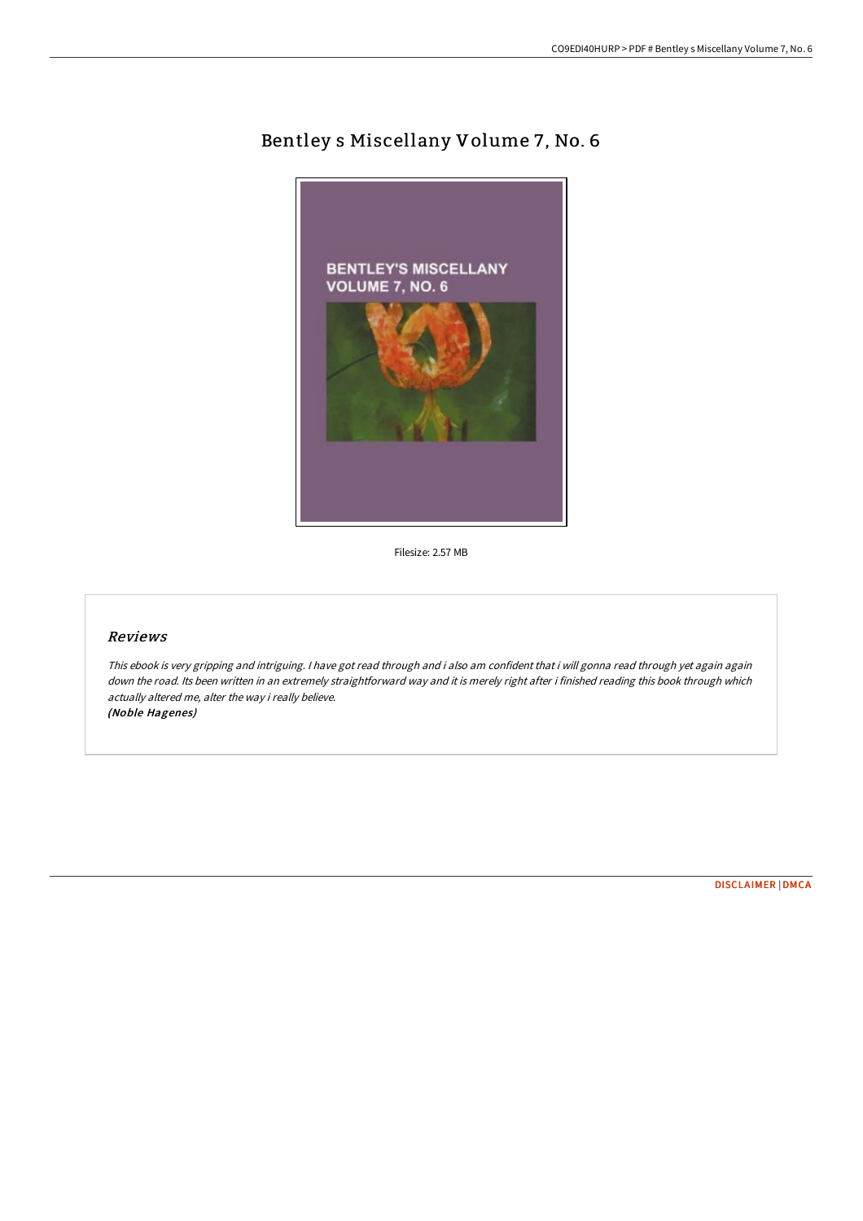# Bentley s Miscellany Volume 7, No. 6

Filesize: 2.57 MB

## *Reviews*

*This ebook is very gripping and intriguing. I have got read through and i also am confident that i will gonna read through yet again again down the road. Its been written in an extremely straightforward way and it is merely right after i finished reading this book through which actually altered me, alter the way i really believe.*
*(Noble Hagenes)*

DISCLAIMER | DMCA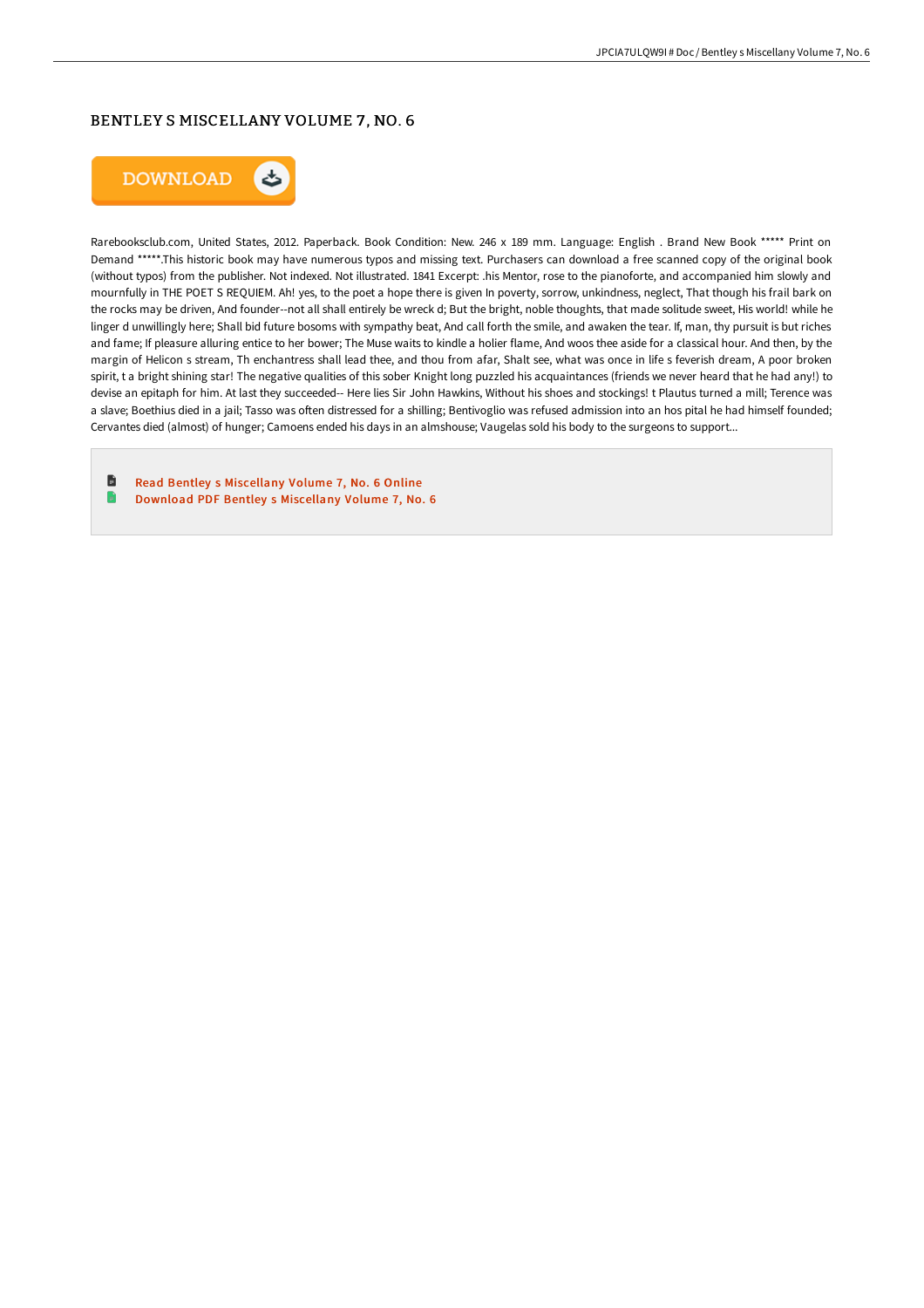## BENTLEY S MISCELLANY VOLUME 7, NO. 6

DOWNLOAD

Rarebooksclub.com, United States, 2012. Paperback. Book Condition: New. 246 x 189 mm. Language: English . Brand New Book ***** Print on Demand *****.This historic book may have numerous typos and missing text. Purchasers can download a free scanned copy of the original book (without typos) from the publisher. Not indexed. Not illustrated. 1841 Excerpt: .his Mentor, rose to the pianoforte, and accompanied him slowly and mournfully in THE POET S REQUIEM. Ah! yes, to the poet a hope there is given In poverty, sorrow, unkindness, neglect, That though his frail bark on the rocks may be driven, And founder--not all shall entirely be wreck d; But the bright, noble thoughts, that made solitude sweet, His world! while he linger d unwillingly here; Shall bid future bosoms with sympathy beat, And call forth the smile, and awaken the tear. If, man, thy pursuit is but riches and fame; If pleasure alluring entice to her bower; The Muse waits to kindle a holier flame, And woos thee aside for a classical hour. And then, by the margin of Helicon s stream, Th enchantress shall lead thee, and thou from afar, Shalt see, what was once in life s feverish dream, A poor broken spirit, t a bright shining star! The negative qualities of this sober Knight long puzzled his acquaintances (friends we never heard that he had any!) to devise an epitaph for him. At last they succeeded-- Here lies Sir John Hawkins, Without his shoes and stockings! t Plautus turned a mill; Terence was a slave; Boethius died in a jail; Tasso was often distressed for a shilling; Bentivoglio was refused admission into an hos pital he had himself founded; Cervantes died (almost) of hunger; Camoens ended his days in an almshouse; Vaugelas sold his body to the surgeons to support...

- Read Bentley s Miscellany Volume 7, No. 6 Online
- Download PDF Bentley s Miscellany Volume 7, No. 6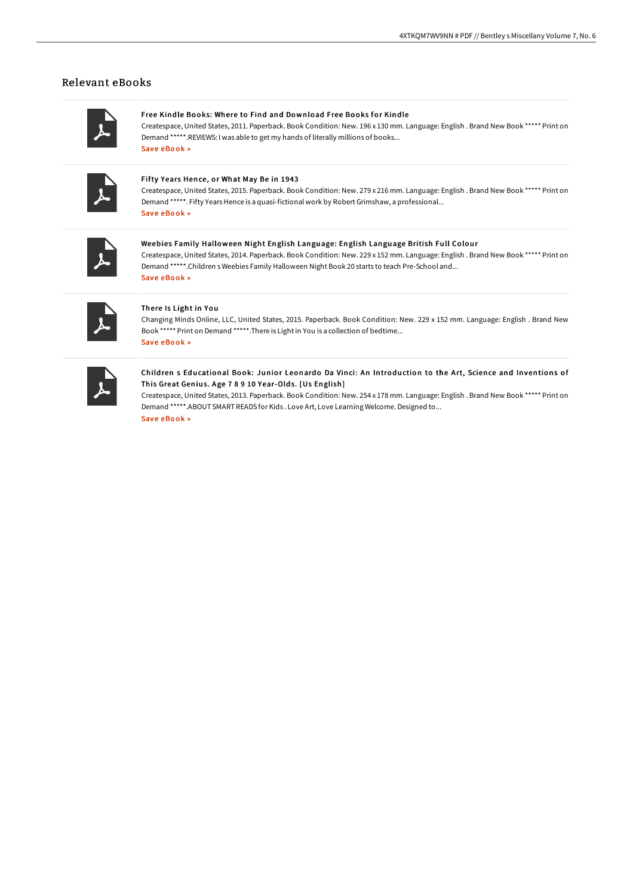## Relevant eBooks

### Free Kindle Books: Where to Find and Download Free Books for Kindle

Createspace, United States, 2011. Paperback. Book Condition: New. 196 x 130 mm. Language: English . Brand New Book ***** Print on Demand *****.REVIEWS: I was able to get my hands of literally millions of books...

Save eBook »

### Fifty Years Hence, or What May Be in 1943

Createspace, United States, 2015. Paperback. Book Condition: New. 279 x 216 mm. Language: English . Brand New Book ***** Print on Demand *****. Fifty Years Hence is a quasi-fictional work by Robert Grimshaw, a professional...

Save eBook »

### Weebies Family Halloween Night English Language: English Language British Full Colour

Createspace, United States, 2014. Paperback. Book Condition: New. 229 x 152 mm. Language: English . Brand New Book ***** Print on Demand *****.Children s Weebies Family Halloween Night Book 20 starts to teach Pre-School and...

Save eBook »

### There Is Light in You

Changing Minds Online, LLC, United States, 2015. Paperback. Book Condition: New. 229 x 152 mm. Language: English . Brand New Book ***** Print on Demand *****.There is Light in You is a collection of bedtime...

Save eBook »

### Children s Educational Book: Junior Leonardo Da Vinci: An Introduction to the Art, Science and Inventions of This Great Genius. Age 7 8 9 10 Year-Olds. [Us English]

Createspace, United States, 2013. Paperback. Book Condition: New. 254 x 178 mm. Language: English . Brand New Book ***** Print on Demand *****.ABOUT SMART READS for Kids . Love Art, Love Learning Welcome. Designed to...

Save eBook »